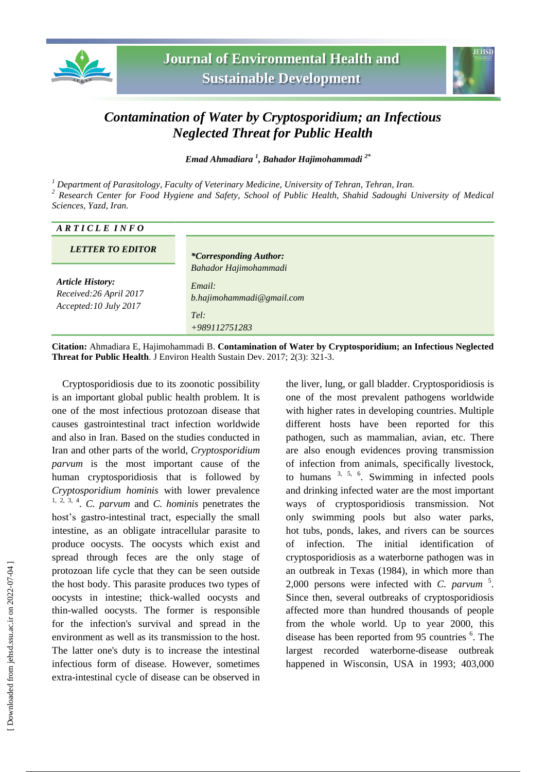# Contamination of Water by Cryptosporidium; an Infectious Neglected Threat for Public Health

***Emad Ahmadiara*** [1]***, Bahador Hajimohammadi*** [2*]

[1] *Department of Parasitology, Faculty of Veterinary Medicine, University of Tehran, Tehran, Iran.*
[2] *Research Center for Food Hygiene and Safety, School of Public Health, Shahid Sadoughi University of Medical Sciences, Yazd, Iran.*

**ARTICLE INFO**

***LETTER TO EDITOR***

***Article History:***
*Received:26 April 2017*
*Accepted:10 July 2017*

***\*Corresponding Author:***
*Bahador Hajimohammadi*

*Email:*
*b.hajimohammadi@gmail.com*

*Tel:*
*+989112751283*

**Citation:** Ahmadiara E, Hajimohammadi B. **Contamination of Water by Cryptosporidium; an Infectious Neglected Threat for Public Health**. J Environ Health Sustain Dev. 2017; 2(3): 321-3.

Cryptosporidiosis due to its zoonotic possibility is an important global public health problem. It is one of the most infectious protozoan disease that causes gastrointestinal tract infection worldwide and also in Iran. Based on the studies conducted in Iran and other parts of the world, *Cryptosporidium parvum* is the most important cause of the human cryptosporidiosis that is followed by *Cryptosporidium hominis* with lower prevalence [1, 2, 3, 4]. *C. parvum* and *C. hominis* penetrates the host's gastro-intestinal tract, especially the small intestine, as an obligate intracellular parasite to produce oocysts. The oocysts which exist and spread through feces are the only stage of protozoan life cycle that they can be seen outside the host body. This parasite produces two types of oocysts in intestine; thick-walled oocysts and thin-walled oocysts. The former is responsible for the infection's survival and spread in the environment as well as its transmission to the host. The latter one's duty is to increase the intestinal infectious form of disease. However, sometimes extra-intestinal cycle of disease can be observed in the liver, lung, or gall bladder. Cryptosporidiosis is one of the most prevalent pathogens worldwide with higher rates in developing countries. Multiple different hosts have been reported for this pathogen, such as mammalian, avian, etc. There are also enough evidences proving transmission of infection from animals, specifically livestock, to humans [3, 5, 6]. Swimming in infected pools and drinking infected water are the most important ways of cryptosporidiosis transmission. Not only swimming pools but also water parks, hot tubs, ponds, lakes, and rivers can be sources of infection. The initial identification of cryptosporidiosis as a waterborne pathogen was in an outbreak in Texas (1984), in which more than 2,000 persons were infected with *C. parvum* [5]. Since then, several outbreaks of cryptosporidiosis affected more than hundred thousands of people from the whole world. Up to year 2000, this disease has been reported from 95 countries [6]. The largest recorded waterborne-disease outbreak happened in Wisconsin, USA in 1993; 403,000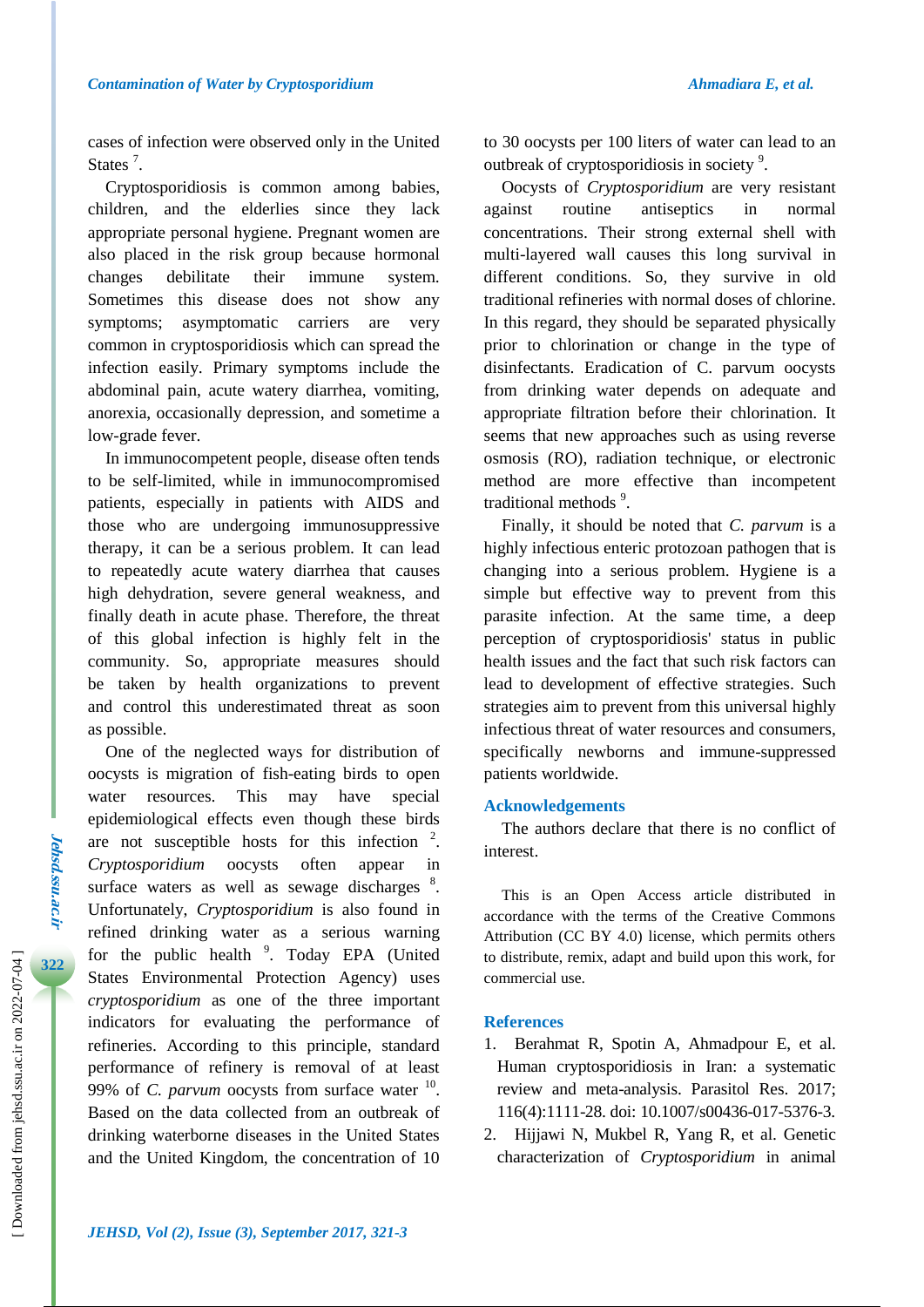cases of infection were observed only in the United States [7].

Cryptosporidiosis is common among babies, children, and the elderlies since they lack appropriate personal hygiene. Pregnant women are also placed in the risk group because hormonal changes debilitate their immune system. Sometimes this disease does not show any symptoms; asymptomatic carriers are very common in cryptosporidiosis which can spread the infection easily. Primary symptoms include the abdominal pain, acute watery diarrhea, vomiting, anorexia, occasionally depression, and sometime a low-grade fever.

In immunocompetent people, disease often tends to be self-limited, while in immunocompromised patients, especially in patients with AIDS and those who are undergoing immunosuppressive therapy, it can be a serious problem. It can lead to repeatedly acute watery diarrhea that causes high dehydration, severe general weakness, and finally death in acute phase. Therefore, the threat of this global infection is highly felt in the community. So, appropriate measures should be taken by health organizations to prevent and control this underestimated threat as soon as possible.

One of the neglected ways for distribution of oocysts is migration of fish-eating birds to open water resources. This may have special epidemiological effects even though these birds are not susceptible hosts for this infection [2]. *Cryptosporidium* oocysts often appear in surface waters as well as sewage discharges [8]. Unfortunately, *Cryptosporidium* is also found in refined drinking water as a serious warning for the public health [9]. Today EPA (United States Environmental Protection Agency) uses *cryptosporidium* as one of the three important indicators for evaluating the performance of refineries. According to this principle, standard performance of refinery is removal of at least 99% of *C. parvum* oocysts from surface water [10]. Based on the data collected from an outbreak of drinking waterborne diseases in the United States and the United Kingdom, the concentration of 10 to 30 oocysts per 100 liters of water can lead to an outbreak of cryptosporidiosis in society [9].

Oocysts of *Cryptosporidium* are very resistant against routine antiseptics in normal concentrations. Their strong external shell with multi-layered wall causes this long survival in different conditions. So, they survive in old traditional refineries with normal doses of chlorine. In this regard, they should be separated physically prior to chlorination or change in the type of disinfectants. Eradication of C. parvum oocysts from drinking water depends on adequate and appropriate filtration before their chlorination. It seems that new approaches such as using reverse osmosis (RO), radiation technique, or electronic method are more effective than incompetent traditional methods [9].

Finally, it should be noted that *C. parvum* is a highly infectious enteric protozoan pathogen that is changing into a serious problem. Hygiene is a simple but effective way to prevent from this parasite infection. At the same time, a deep perception of cryptosporidiosis' status in public health issues and the fact that such risk factors can lead to development of effective strategies. Such strategies aim to prevent from this universal highly infectious threat of water resources and consumers, specifically newborns and immune-suppressed patients worldwide.

## Acknowledgements

The authors declare that there is no conflict of interest.

This is an Open Access article distributed in accordance with the terms of the Creative Commons Attribution (CC BY 4.0) license, which permits others to distribute, remix, adapt and build upon this work, for commercial use.

## References

1. Berahmat R, Spotin A, Ahmadpour E, et al. Human cryptosporidiosis in Iran: a systematic review and meta-analysis. Parasitol Res. 2017; 116(4):1111-28. doi: 10.1007/s00436-017-5376-3.
2. Hijjawi N, Mukbel R, Yang R, et al. Genetic characterization of *Cryptosporidium* in animal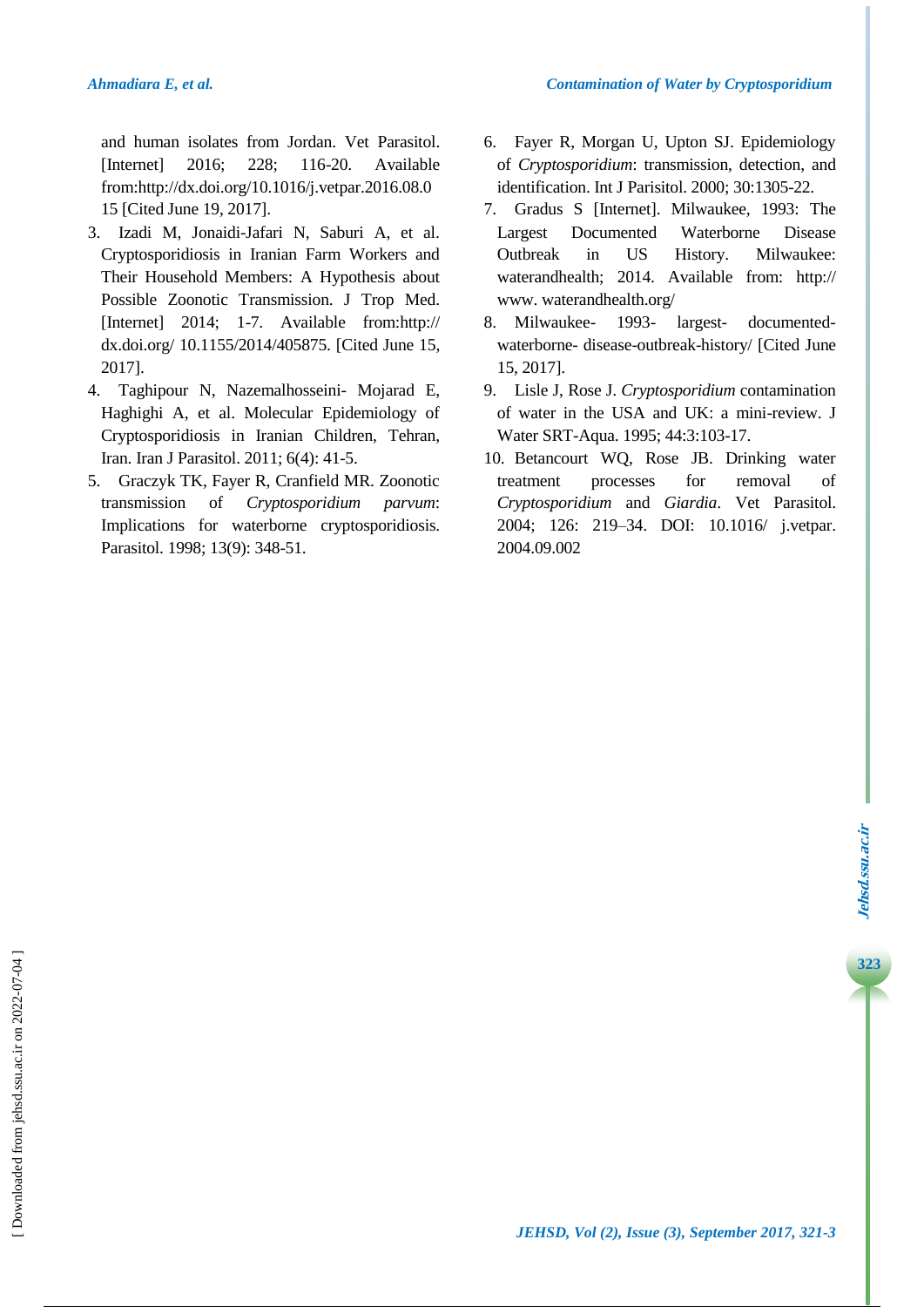and human isolates from Jordan. Vet Parasitol. [Internet] 2016; 228; 116-20. Available from:http://dx.doi.org/10.1016/j.vetpar.2016.08.015 [Cited June 19, 2017].

3. Izadi M, Jonaidi-Jafari N, Saburi A, et al. Cryptosporidiosis in Iranian Farm Workers and Their Household Members: A Hypothesis about Possible Zoonotic Transmission. J Trop Med. [Internet] 2014; 1-7. Available from:http:// dx.doi.org/ 10.1155/2014/405875. [Cited June 15, 2017].
4. Taghipour N, Nazemalhosseini- Mojarad E, Haghighi A, et al. Molecular Epidemiology of Cryptosporidiosis in Iranian Children, Tehran, Iran. Iran J Parasitol. 2011; 6(4): 41-5.
5. Graczyk TK, Fayer R, Cranfield MR. Zoonotic transmission of *Cryptosporidium parvum*: Implications for waterborne cryptosporidiosis. Parasitol. 1998; 13(9): 348-51.
6. Fayer R, Morgan U, Upton SJ. Epidemiology of *Cryptosporidium*: transmission, detection, and identification. Int J Parisitol. 2000; 30:1305-22.
7. Gradus S [Internet]. Milwaukee, 1993: The Largest Documented Waterborne Disease Outbreak in US History. Milwaukee: waterandhealth; 2014. Available from: http:// www. waterandhealth.org/
8. Milwaukee- 1993- largest- documented- waterborne- disease-outbreak-history/ [Cited June 15, 2017].
9. Lisle J, Rose J. *Cryptosporidium* contamination of water in the USA and UK: a mini-review. J Water SRT-Aqua. 1995; 44:3:103-17.
10. Betancourt WQ, Rose JB. Drinking water treatment processes for removal of *Cryptosporidium* and *Giardia*. Vet Parasitol. 2004; 126: 219–34. DOI: 10.1016/ j.vetpar. 2004.09.002